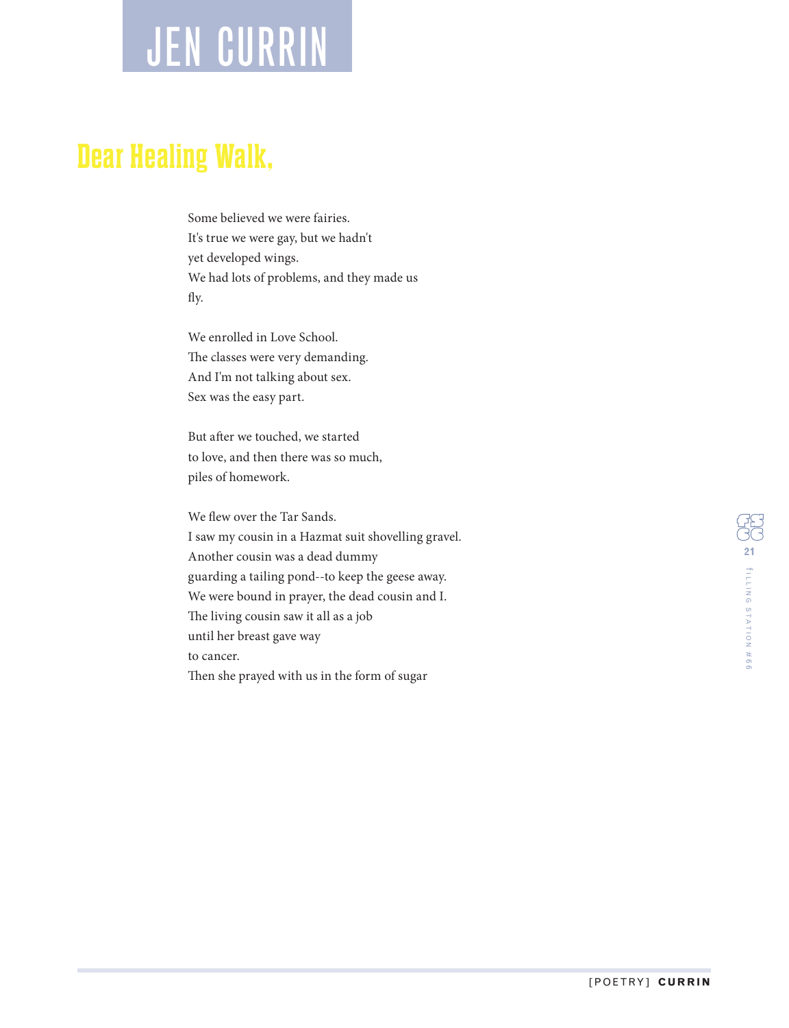# JEN CURRIN

## Dear Healing Walk,

Some believed we were fairies.  
It's true we were gay, but we hadn't  
yet developed wings.  
We had lots of problems, and they made us  
fly.

We enrolled in Love School.  
The classes were very demanding.  
And I'm not talking about sex.  
Sex was the easy part.

But after we touched, we started  
to love, and then there was so much,  
piles of homework.

We flew over the Tar Sands.  
I saw my cousin in a Hazmat suit shovelling gravel.  
Another cousin was a dead dummy  
guarding a tailing pond--to keep the geese away.  
We were bound in prayer, the dead cousin and I.  
The living cousin saw it all as a job  
until her breast gave way  
to cancer.  
Then she prayed with us in the form of sugar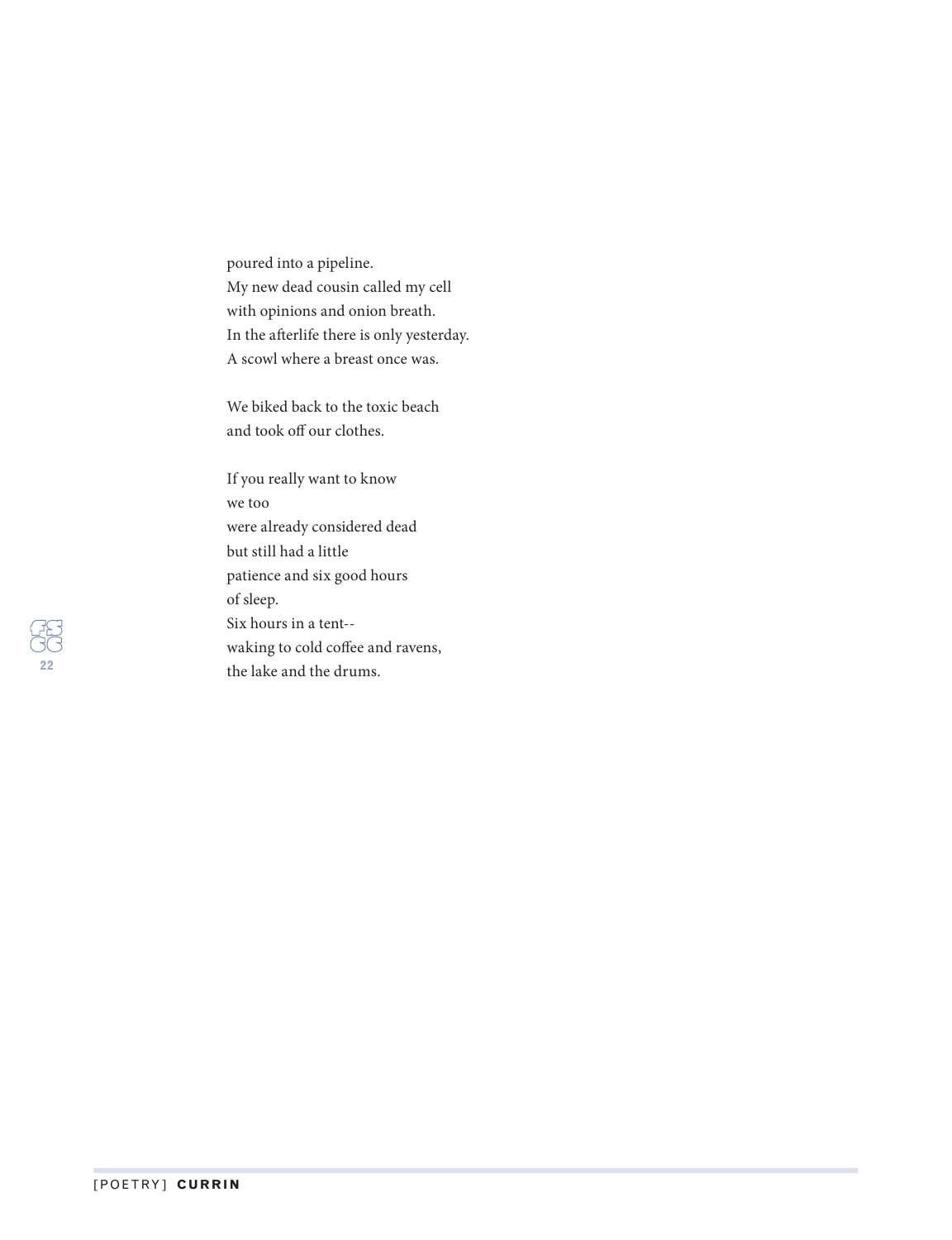poured into a pipeline.  
My new dead cousin called my cell  
with opinions and onion breath.  
In the afterlife there is only yesterday.  
A scowl where a breast once was.

We biked back to the toxic beach  
and took off our clothes.

If you really want to know  
we too  
were already considered dead  
but still had a little  
patience and six good hours  
of sleep.  
Six hours in a tent--  
waking to cold coffee and ravens,  
the lake and the drums.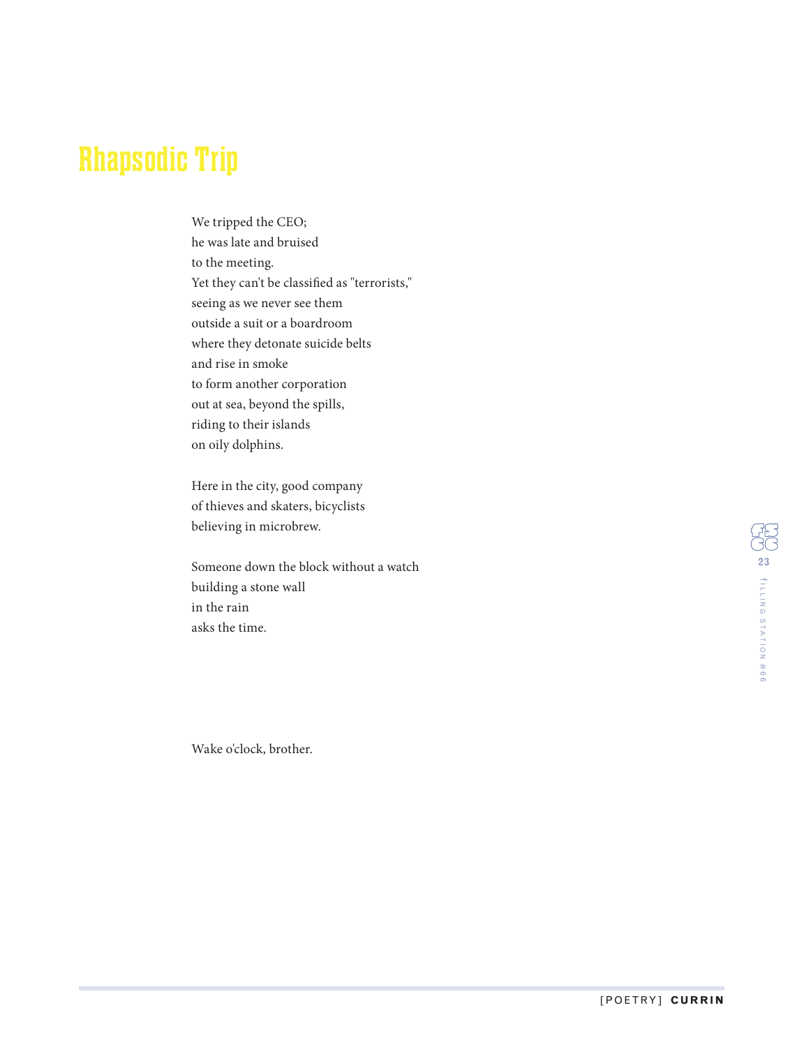# Rhapsodic Trip

We tripped the CEO;  
he was late and bruised  
to the meeting.  
Yet they can't be classified as "terrorists,"  
seeing as we never see them  
outside a suit or a boardroom  
where they detonate suicide belts  
and rise in smoke  
to form another corporation  
out at sea, beyond the spills,  
riding to their islands  
on oily dolphins.

Here in the city, good company  
of thieves and skaters, bicyclists  
believing in microbrew.

Someone down the block without a watch  
building a stone wall  
in the rain  
asks the time.

Wake o'clock, brother.